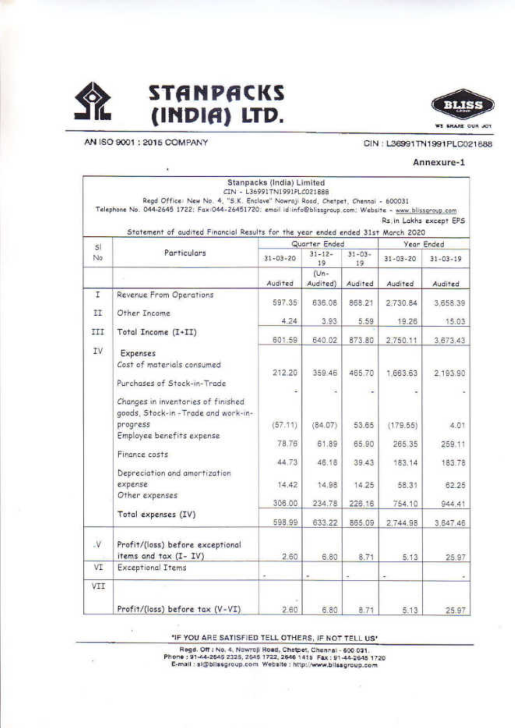# STANPACKS (INDIA) LTD.

AN ISO 9001 : 2015 COMPANY

CIN : L36991TN1991PLC021888

**Annexure-1**

Stanpacks (India) Limited
CIN - L36991TN1991PLC021888
Regd Office: New No. 4, "S.K. Enclave" Nowroji Road, Chetpet, Chennai - 600031
Telephone No. 044-2645 1722; Fax:044-26451720; email id:info@blissgroup.com; Website - www.blissgroup.com

Rs.in Lakhs except EPS

Statement of audited Financial Results for the year ended ended 31st March 2020

| Sl No | Particulars | Quarter Ended | | | Year Ended | |
|---|---|---|---|---|---|---|
| | | 31-03-20 | 31-12-19 | 31-03-19 | 31-03-20 | 31-03-19 |
| | | Audited | (Un-Audited) | Audited | Audited | Audited |
| I | Revenue From Operations | 597.35 | 636.08 | 868.21 | 2,730.84 | 3,658.39 |
| II | Other Income | 4.24 | 3.93 | 5.59 | 19.26 | 15.03 |
| III | Total Income (I+II) | 601.59 | 640.02 | 873.80 | 2,750.11 | 3,673.43 |
| IV | Expenses | | | | | |
| | Cost of materials consumed | 212.20 | 359.46 | 465.70 | 1,663.63 | 2,193.90 |
| | Purchases of Stock-in-Trade | - | - | - | - | - |
| | Changes in inventories of finished goods, Stock-in -Trade and work-in-progress | (57.11) | (84.07) | 53.65 | (179.55) | 4.01 |
| | Employee benefits expense | 78.76 | 61.89 | 65.90 | 265.35 | 259.11 |
| | Finance costs | 44.73 | 46.18 | 39.43 | 183.14 | 183.78 |
| | Depreciation and amortization expense | 14.42 | 14.98 | 14.25 | 58.31 | 62.25 |
| | Other expenses | 306.00 | 234.78 | 226.16 | 754.10 | 944.41 |
| | Total expenses (IV) | 598.99 | 633.22 | 865.09 | 2,744.98 | 3,647.46 |
| V | Profit/(loss) before exceptional items and tax (I- IV) | 2.60 | 6.80 | 8.71 | 5.13 | 25.97 |
| VI | Exceptional Items | - | - | - | - | - |
| VII | Profit/(loss) before tax (V-VI) | 2.60 | 6.80 | 8.71 | 5.13 | 25.97 |

'IF YOU ARE SATISFIED TELL OTHERS, IF NOT TELL US'

Regd. Off : No. 4, Nowroji Road, Chetpet, Chennai - 600 031.
Phone : 91-44-2645 2325, 2645 1722, 2646 1415 Fax : 91-44-2645 1720
E-mail : sl@blissgroup.com Website : http://www.blissgroup.com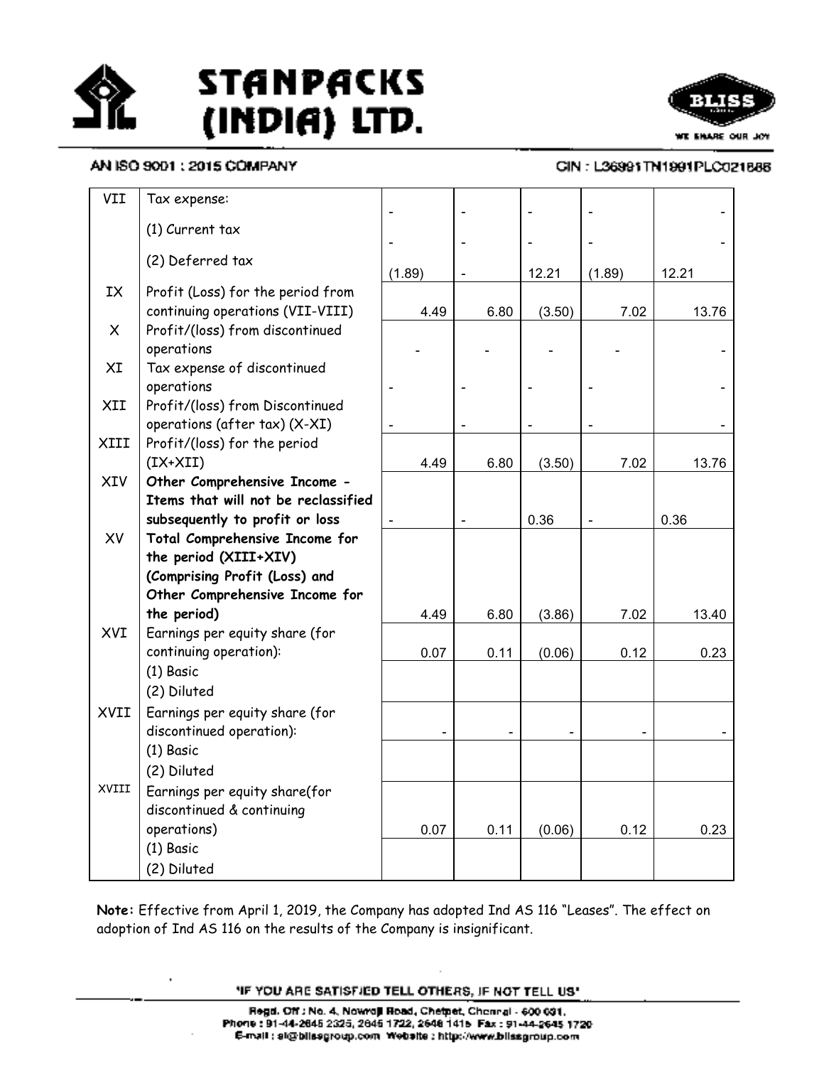# STANPACKS (INDIA) LTD.

AN ISO 9001 : 2015 COMPANY

CIN : L36991TN1991PLC021686

| | | | | | | |
|---|---|---|---|---|---|---|
| VII | Tax expense:<br>(1) Current tax<br>(2) Deferred tax | -<br>-<br>(1.89) | -<br>-<br>- | -<br>-<br>12.21 | -<br>-<br>(1.89) | -<br>-<br>12.21 |
| IX | Profit (Loss) for the period from continuing operations (VII-VIII) | 4.49 | 6.80 | (3.50) | 7.02 | 13.76 |
| X | Profit/(loss) from discontinued operations | - | - | - | - | - |
| XI | Tax expense of discontinued operations | - | - | - | - | - |
| XII | Profit/(loss) from Discontinued operations (after tax) (X-XI) | - | - | - | - | - |
| XIII | Profit/(loss) for the period (IX+XII) | 4.49 | 6.80 | (3.50) | 7.02 | 13.76 |
| XIV | **Other Comprehensive Income - Items that will not be reclassified subsequently to profit or loss** | - | - | 0.36 | - | 0.36 |
| XV | **Total Comprehensive Income for the period (XIII+XIV) (Comprising Profit (Loss) and Other Comprehensive Income for the period)** | 4.49 | 6.80 | (3.86) | 7.02 | 13.40 |
| XVI | Earnings per equity share (for continuing operation): | 0.07 | 0.11 | (0.06) | 0.12 | 0.23 |
| | (1) Basic<br>(2) Diluted | | | | | |
| XVII | Earnings per equity share (for discontinued operation): | - | - | - | - | - |
| | (1) Basic<br>(2) Diluted | | | | | |
| XVIII | Earnings per equity share(for discontinued & continuing operations) | 0.07 | 0.11 | (0.06) | 0.12 | 0.23 |
| | (1) Basic<br>(2) Diluted | | | | | |

**Note:** Effective from April 1, 2019, the Company has adopted Ind AS 116 "Leases". The effect on adoption of Ind AS 116 on the results of the Company is insignificant.

"IF YOU ARE SATISFIED TELL OTHERS, IF NOT TELL US"

Regd. Off : No. 4, Nowroji Road, Chetpet, Chennai - 600 031.
Phone : 91-44-2645 2325, 2645 1722, 2646 1415 Fax : 91-44-2645 1720
E-mail : sl@blissgroup.com Website : http://www.blissgroup.com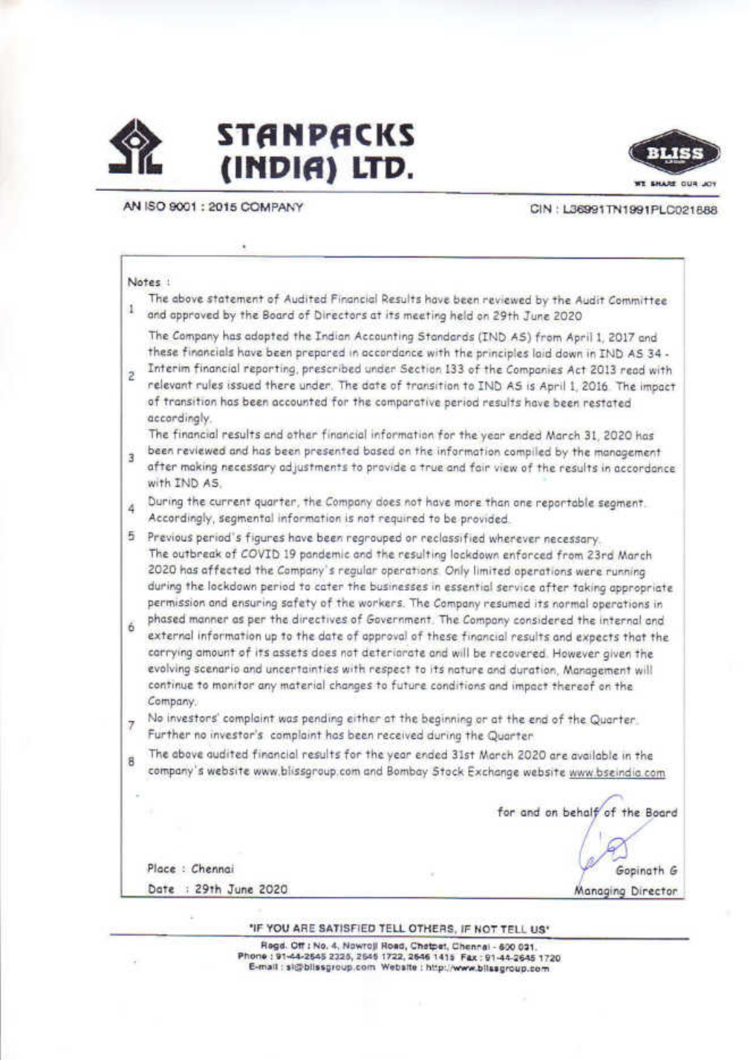# STANPACKS (INDIA) LTD.

AN ISO 9001 : 2015 COMPANY

CIN : L36991TN1991PLC021888

Notes :

1. The above statement of Audited Financial Results have been reviewed by the Audit Committee and approved by the Board of Directors at its meeting held on 29th June 2020
2. The Company has adopted the Indian Accounting Standards (IND AS) from April 1, 2017 and these financials have been prepared in accordance with the principles laid down in IND AS 34 - Interim financial reporting, prescribed under Section 133 of the Companies Act 2013 read with relevant rules issued there under. The date of transition to IND AS is April 1, 2016. The impact of transition has been accounted for the comparative period results have been restated accordingly.
3. The financial results and other financial information for the year ended March 31, 2020 has been reviewed and has been presented based on the information compiled by the management after making necessary adjustments to provide a true and fair view of the results in accordance with IND AS.
4. During the current quarter, the Company does not have more than one reportable segment. Accordingly, segmental information is not required to be provided.
5. Previous period's figures have been regrouped or reclassified wherever necessary.
6. The outbreak of COVID 19 pandemic and the resulting lockdown enforced from 23rd March 2020 has affected the Company's regular operations. Only limited operations were running during the lockdown period to cater the businesses in essential service after taking appropriate permission and ensuring safety of the workers. The Company resumed its normal operations in phased manner as per the directives of Government. The Company considered the internal and external information up to the date of approval of these financial results and expects that the carrying amount of its assets does not deteriorate and will be recovered. However given the evolving scenario and uncertainties with respect to its nature and duration, Management will continue to monitor any material changes to future conditions and impact thereof on the Company.
7. No investors' complaint was pending either at the beginning or at the end of the Quarter. Further no investor's complaint has been received during the Quarter
8. The above audited financial results for the year ended 31st March 2020 are available in the company's website www.blissgroup.com and Bombay Stock Exchange website www.bseindia.com

for and on behalf of the Board

Place : Chennai

Date : 29th June 2020

Gopinath G
Managing Director

"IF YOU ARE SATISFIED TELL OTHERS, IF NOT TELL US"

Regd. Off : No. 4, Nowroji Road, Chetpet, Chennai - 600 031.
Phone : 91-44-2645 2325, 2645 1722, 2646 1415 Fax : 91-44-2645 1720
E-mail : sl@blissgroup.com Website : http://www.blissgroup.com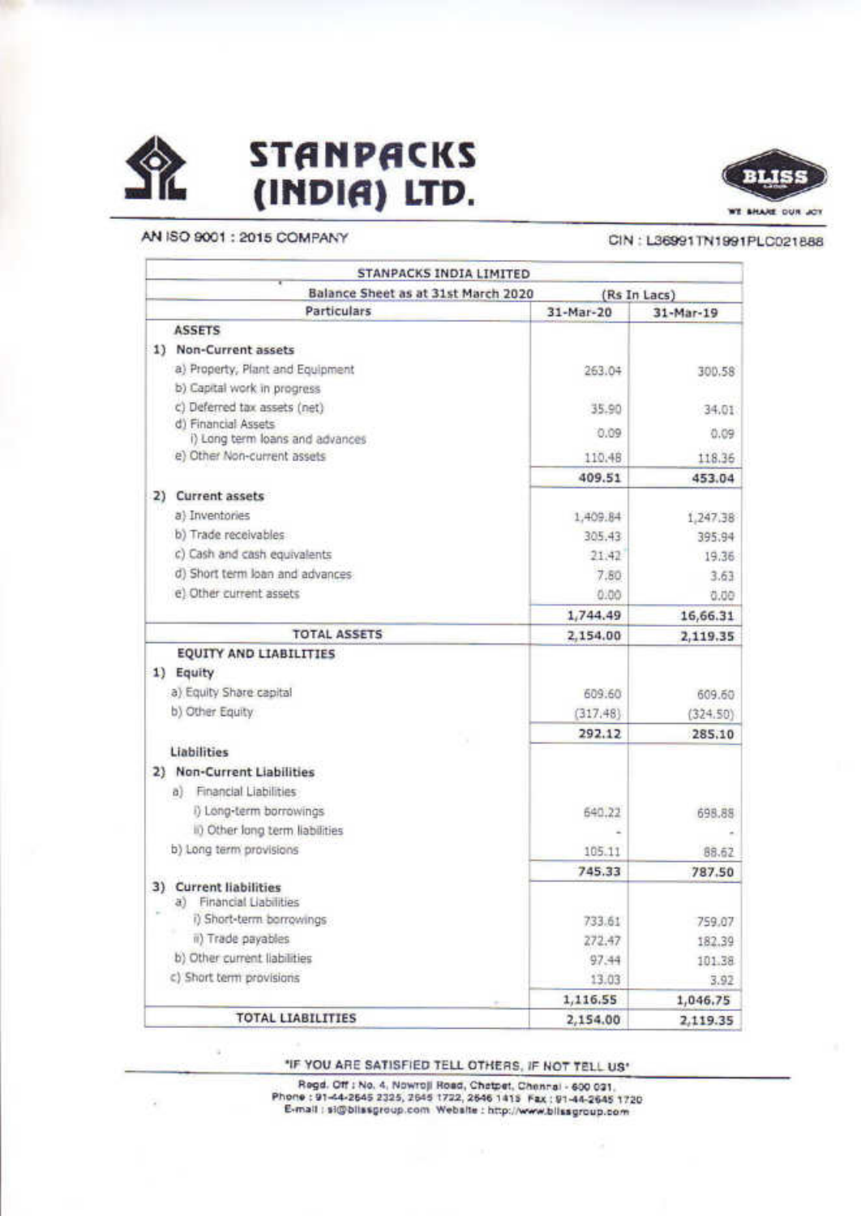# STANPACKS (INDIA) LTD.

AN ISO 9001 : 2015 COMPANY

CIN : L36991TN1991PLC021888

| STANPACKS INDIA LIMITED | | |
|---|---|---|
| Balance Sheet as at 31st March 2020 | (Rs In Lacs) | |
| Particulars | 31-Mar-20 | 31-Mar-19 |
| **ASSETS** | | |
| **1) Non-Current assets** | | |
| a) Property, Plant and Equipment | 263.04 | 300.58 |
| b) Capital work in progress | | |
| c) Deferred tax assets (net) | 35.90 | 34.01 |
| d) Financial Assets<br>i) Long term loans and advances | 0.09 | 0.09 |
| e) Other Non-current assets | 110.48 | 118.36 |
| | **409.51** | **453.04** |
| **2) Current assets** | | |
| a) Inventories | 1,409.84 | 1,247.38 |
| b) Trade receivables | 305.43 | 395.94 |
| c) Cash and cash equivalents | 21.42 | 19.36 |
| d) Short term loan and advances | 7.80 | 3.63 |
| e) Other current assets | 0.00 | 0.00 |
| | **1,744.49** | **16,66.31** |
| **TOTAL ASSETS** | **2,154.00** | **2,119.35** |
| **EQUITY AND LIABILITIES** | | |
| **1) Equity** | | |
| a) Equity Share capital | 609.60 | 609.60 |
| b) Other Equity | (317.48) | (324.50) |
| | **292.12** | **285.10** |
| **Liabilities** | | |
| **2) Non-Current Liabilities** | | |
| a) Financial Liabilities | | |
| i) Long-term borrowings | 640.22 | 698.88 |
| ii) Other long term liabilities | - | - |
| b) Long term provisions | 105.11 | 88.62 |
| | **745.33** | **787.50** |
| **3) Current liabilities**<br>a) Financial Liabilities | | |
| i) Short-term borrowings | 733.61 | 759.07 |
| ii) Trade payables | 272.47 | 182.39 |
| b) Other current liabilities | 97.44 | 101.38 |
| c) Short term provisions | 13.03 | 3.92 |
| | **1,116.55** | **1,046.75** |
| **TOTAL LIABILITIES** | **2,154.00** | **2,119.35** |

"IF YOU ARE SATISFIED TELL OTHERS, IF NOT TELL US"

Regd. Off : No. 4, Nowroji Road, Chetpet, Chennai - 600 031.
Phone : 91-44-2645 2325, 2645 1722, 2646 1415 Fax : 91-44-2645 1720
E-mail : sl@blissgroup.com Website : http://www.blissgroup.com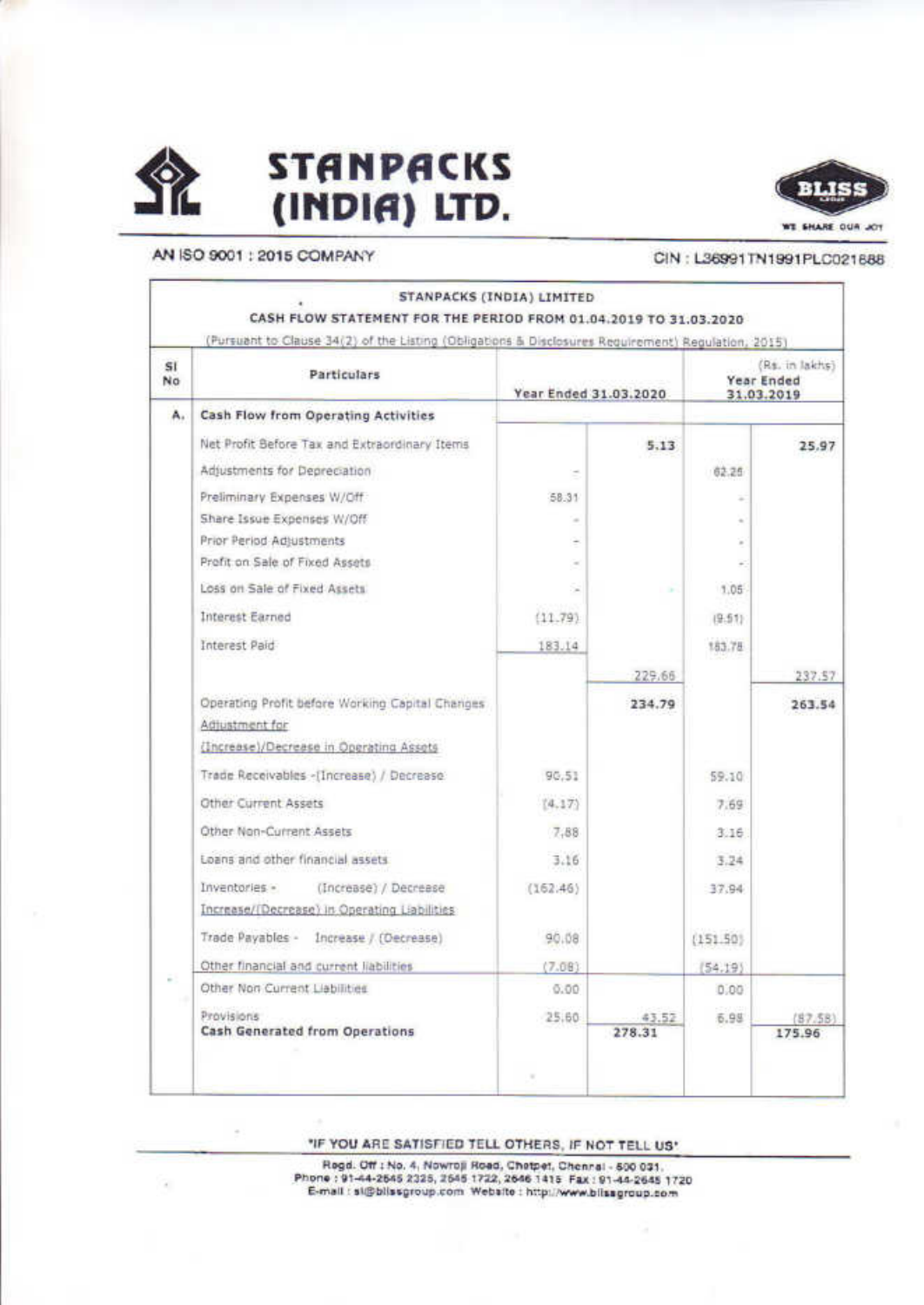# STANPACKS (INDIA) LTD.

AN ISO 9001 : 2015 COMPANY

CIN : L36991TN1991PLC021688

**STANPACKS (INDIA) LIMITED**

**CASH FLOW STATEMENT FOR THE PERIOD FROM 01.04.2019 TO 31.03.2020**

(Pursuant to Clause 34(2) of the Listing (Obligations & Disclosures Requirement) Regulation, 2015)

(Rs. in lakhs)

| Sl No | Particulars | Year Ended 31.03.2020 | | Year Ended 31.03.2019 | |
|---|---|---|---|---|---|
| A. | **Cash Flow from Operating Activities** | | | | |
| | Net Profit Before Tax and Extraordinary Items | | **5.13** | | **25.97** |
| | Adjustments for Depreciation | - | | 62.25 | |
| | Preliminary Expenses W/Off | 58.31 | | - | |
| | Share Issue Expenses W/Off | - | | - | |
| | Prior Period Adjustments | - | | - | |
| | Profit on Sale of Fixed Assets | - | | - | |
| | Loss on Sale of Fixed Assets | - | - | 1.05 | |
| | Interest Earned | (11.79) | | (9.51) | |
| | Interest Paid | 183.14 | | 183.78 | |
| | | | 229.66 | | 237.57 |
| | Operating Profit before Working Capital Changes | | **234.79** | | **263.54** |
| | Adjustment for (Increase)/Decrease in Operating Assets | | | | |
| | Trade Receivables -(Increase) / Decrease | 90.51 | | 59.10 | |
| | Other Current Assets | (4.17) | | 7.69 | |
| | Other Non-Current Assets | 7.88 | | 3.16 | |
| | Loans and other financial assets | 3.16 | | 3.24 | |
| | Inventories - (Increase) / Decrease | (162.46) | | 37.94 | |
| | Increase/(Decrease) in Operating Liabilities | | | | |
| | Trade Payables - Increase / (Decrease) | 90.08 | | (151.50) | |
| | Other financial and current liabilities | (7.08) | | (54.19) | |
| | Other Non Current Liabilities | 0.00 | | 0.00 | |
| | Provisions | 25.60 | 43.52 | 6.98 | (87.58) |
| | **Cash Generated from Operations** | | 278.31 | | 175.96 |

"IF YOU ARE SATISFIED TELL OTHERS, IF NOT TELL US"

Regd. Off : No. 4, Nowroji Road, Chetpet, Chennai - 600 031.
Phone : 91-44-2645 2325, 2645 1722, 2646 1415 Fax : 91-44-2645 1720
E-mail : sl@blissgroup.com Website : http://www.blissgroup.com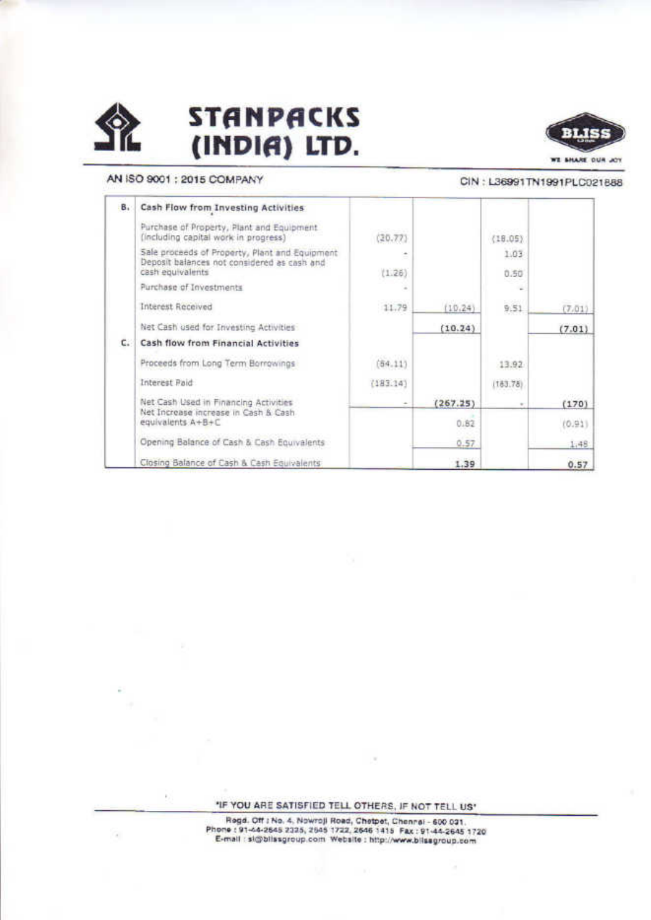# STANPACKS (INDIA) LTD.

AN ISO 9001 : 2015 COMPANY

CIN : L36991TN1991PLC021888

| | | | | | |
|---|---|---|---|---|---|
| **B.** | **Cash Flow from Investing Activities** | | | | |
| | Purchase of Property, Plant and Equipment (including capital work in progress) | (20.77) | | (18.05) | |
| | Sale proceeds of Property, Plant and Equipment | - | | 1.03 | |
| | Deposit balances not considered as cash and cash equivalents | (1.26) | | 0.50 | |
| | Purchase of Investments | - | | - | |
| | Interest Received | 11.79 | (10.24) | 9.51 | (7.01) |
| | Net Cash used for Investing Activities | | (10.24) | | (7.01) |
| **C.** | **Cash flow from Financial Activities** | | | | |
| | Proceeds from Long Term Borrowings | (84.11) | | 13.92 | |
| | Interest Paid | (183.14) | | (183.78) | |
| | Net Cash Used in Financing Activities | - | (267.25) | - | (170) |
| | Net Increase increase in Cash & Cash equivalents A+B+C | | 0.82 | | (0.91) |
| | Opening Balance of Cash & Cash Equivalents | | 0.57 | | 1.48 |
| | Closing Balance of Cash & Cash Equivalents | | 1.39 | | 0.57 |

"IF YOU ARE SATISFIED TELL OTHERS, IF NOT TELL US"

Regd. Off : No. 4, Nowroji Road, Chetpet, Chennai - 600 031.
Phone : 91-44-2645 2325, 2645 1722, 2646 1415 Fax : 91-44-2645 1720
E-mail : sl@blissgroup.com Website : http://www.blissgroup.com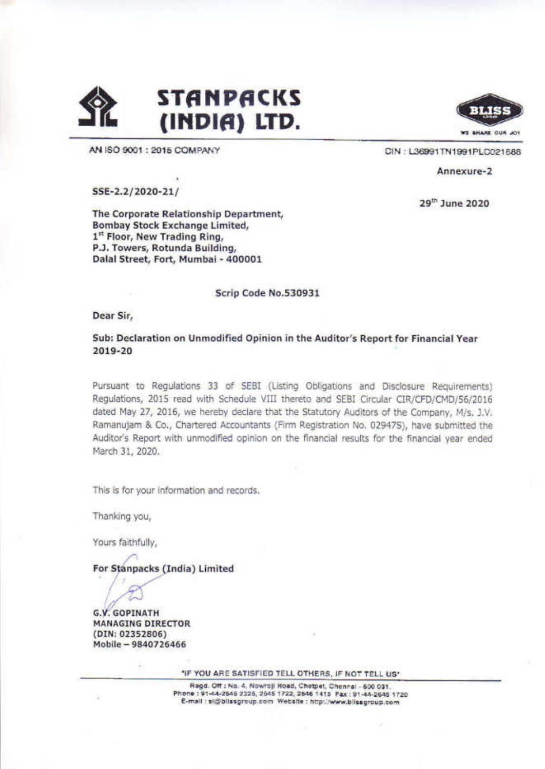# STANPACKS (INDIA) LTD.

AN ISO 9001 : 2015 COMPANY

CIN : L36991TN1991PLC021888

Annexure-2

SSE-2.2/2020-21/

29th June 2020

**The Corporate Relationship Department,**
**Bombay Stock Exchange Limited,**
**1st Floor, New Trading Ring,**
**P.J. Towers, Rotunda Building,**
**Dalal Street, Fort, Mumbai - 400001**

**Scrip Code No.530931**

**Dear Sir,**

**Sub: Declaration on Unmodified Opinion in the Auditor's Report for Financial Year 2019-20**

Pursuant to Regulations 33 of SEBI (Listing Obligations and Disclosure Requirements) Regulations, 2015 read with Schedule VIII thereto and SEBI Circular CIR/CFD/CMD/56/2016 dated May 27, 2016, we hereby declare that the Statutory Auditors of the Company, M/s. J.V. Ramanujam & Co., Chartered Accountants (Firm Registration No. 02947S), have submitted the Auditor's Report with unmodified opinion on the financial results for the financial year ended March 31, 2020.

This is for your information and records.

Thanking you,

Yours faithfully,

**For Stanpacks (India) Limited**

**G.V. GOPINATH**
**MANAGING DIRECTOR**
**(DIN: 02352806)**
**Mobile – 9840726466**

"IF YOU ARE SATISFIED TELL OTHERS, IF NOT TELL US"

Regd. Off : No. 4, Nowroji Road, Chetpet, Chennai - 600 031.
Phone : 91-44-2645 2325, 2645 1722, 2646 1415 Fax : 91-44-2645 1720
E-mail : sl@blissgroup.com Website : http://www.blissgroup.com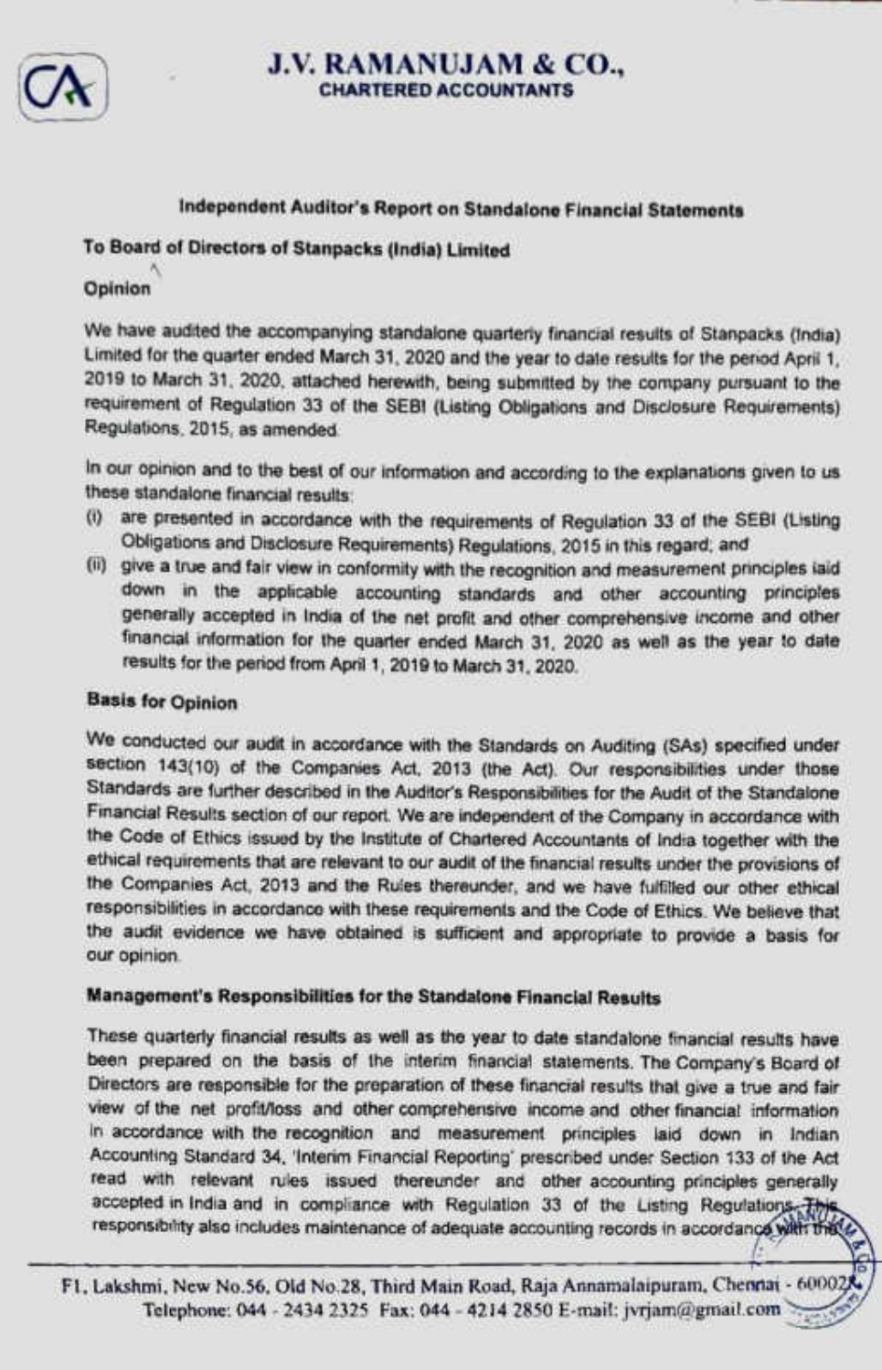# J.V. RAMANUJAM & CO.,
CHARTERED ACCOUNTANTS

## Independent Auditor's Report on Standalone Financial Statements

**To Board of Directors of Stanpacks (India) Limited**

### Opinion

We have audited the accompanying standalone quarterly financial results of Stanpacks (India) Limited for the quarter ended March 31, 2020 and the year to date results for the period April 1, 2019 to March 31, 2020, attached herewith, being submitted by the company pursuant to the requirement of Regulation 33 of the SEBI (Listing Obligations and Disclosure Requirements) Regulations, 2015, as amended.

In our opinion and to the best of our information and according to the explanations given to us these standalone financial results:

(i) are presented in accordance with the requirements of Regulation 33 of the SEBI (Listing Obligations and Disclosure Requirements) Regulations, 2015 in this regard; and

(ii) give a true and fair view in conformity with the recognition and measurement principles laid down in the applicable accounting standards and other accounting principles generally accepted in India of the net profit and other comprehensive income and other financial information for the quarter ended March 31, 2020 as well as the year to date results for the period from April 1, 2019 to March 31, 2020.

### Basis for Opinion

We conducted our audit in accordance with the Standards on Auditing (SAs) specified under section 143(10) of the Companies Act, 2013 (the Act). Our responsibilities under those Standards are further described in the Auditor's Responsibilities for the Audit of the Standalone Financial Results section of our report. We are independent of the Company in accordance with the Code of Ethics issued by the Institute of Chartered Accountants of India together with the ethical requirements that are relevant to our audit of the financial results under the provisions of the Companies Act, 2013 and the Rules thereunder, and we have fulfilled our other ethical responsibilities in accordance with these requirements and the Code of Ethics. We believe that the audit evidence we have obtained is sufficient and appropriate to provide a basis for our opinion.

### Management's Responsibilities for the Standalone Financial Results

These quarterly financial results as well as the year to date standalone financial results have been prepared on the basis of the interim financial statements. The Company's Board of Directors are responsible for the preparation of these financial results that give a true and fair view of the net profit/loss and other comprehensive income and other financial information in accordance with the recognition and measurement principles laid down in Indian Accounting Standard 34, 'Interim Financial Reporting' prescribed under Section 133 of the Act read with relevant rules issued thereunder and other accounting principles generally accepted in India and in compliance with Regulation 33 of the Listing Regulations. This responsibility also includes maintenance of adequate accounting records in accordance with the

F1, Lakshmi, New No.56, Old No.28, Third Main Road, Raja Annamalaipuram, Chennai - 600028
Telephone: 044 - 2434 2325 Fax: 044 - 4214 2850 E-mail: jvrjam@gmail.com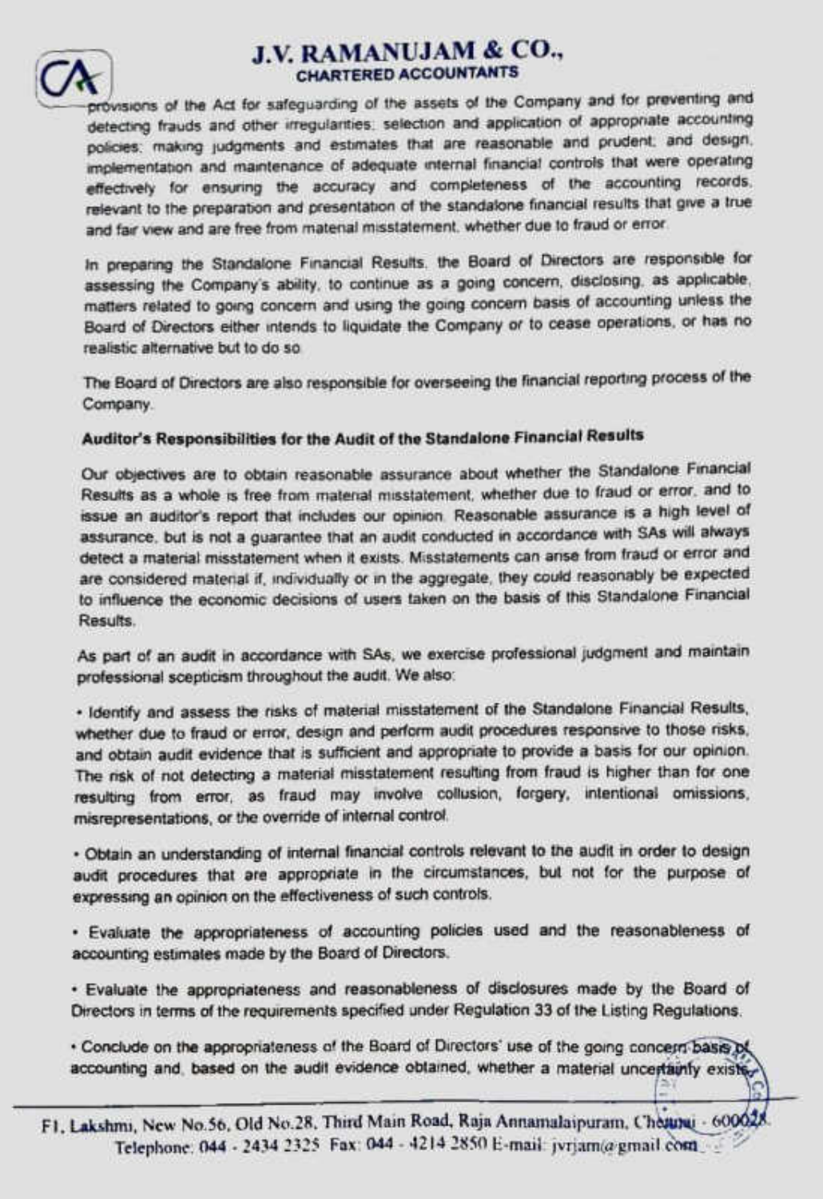provisions of the Act for safeguarding of the assets of the Company and for preventing and detecting frauds and other irregularities; selection and application of appropriate accounting policies; making judgments and estimates that are reasonable and prudent; and design, implementation and maintenance of adequate internal financial controls that were operating effectively for ensuring the accuracy and completeness of the accounting records, relevant to the preparation and presentation of the standalone financial results that give a true and fair view and are free from material misstatement, whether due to fraud or error.

In preparing the Standalone Financial Results, the Board of Directors are responsible for assessing the Company's ability, to continue as a going concern, disclosing, as applicable, matters related to going concern and using the going concern basis of accounting unless the Board of Directors either intends to liquidate the Company or to cease operations, or has no realistic alternative but to do so.

The Board of Directors are also responsible for overseeing the financial reporting process of the Company.

**Auditor's Responsibilities for the Audit of the Standalone Financial Results**

Our objectives are to obtain reasonable assurance about whether the Standalone Financial Results as a whole is free from material misstatement, whether due to fraud or error, and to issue an auditor's report that includes our opinion. Reasonable assurance is a high level of assurance, but is not a guarantee that an audit conducted in accordance with SAs will always detect a material misstatement when it exists. Misstatements can arise from fraud or error and are considered material if, individually or in the aggregate, they could reasonably be expected to influence the economic decisions of users taken on the basis of this Standalone Financial Results.

As part of an audit in accordance with SAs, we exercise professional judgment and maintain professional scepticism throughout the audit. We also:

- Identify and assess the risks of material misstatement of the Standalone Financial Results, whether due to fraud or error, design and perform audit procedures responsive to those risks, and obtain audit evidence that is sufficient and appropriate to provide a basis for our opinion. The risk of not detecting a material misstatement resulting from fraud is higher than for one resulting from error, as fraud may involve collusion, forgery, intentional omissions, misrepresentations, or the override of internal control.

- Obtain an understanding of internal financial controls relevant to the audit in order to design audit procedures that are appropriate in the circumstances, but not for the purpose of expressing an opinion on the effectiveness of such controls.

- Evaluate the appropriateness of accounting policies used and the reasonableness of accounting estimates made by the Board of Directors.

- Evaluate the appropriateness and reasonableness of disclosures made by the Board of Directors in terms of the requirements specified under Regulation 33 of the Listing Regulations.

- Conclude on the appropriateness of the Board of Directors' use of the going concern basis of accounting and, based on the audit evidence obtained, whether a material uncertainty exists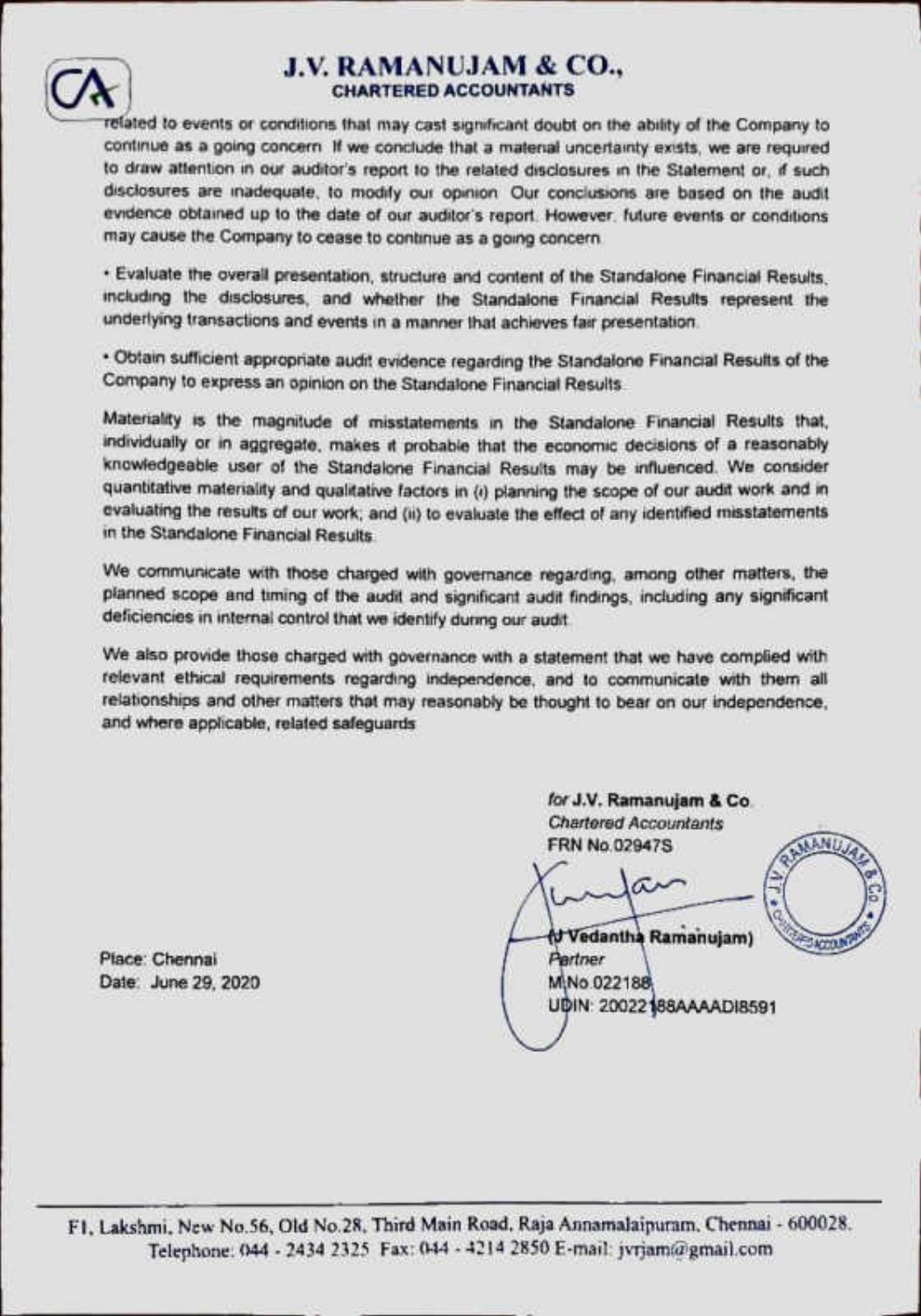related to events or conditions that may cast significant doubt on the ability of the Company to continue as a going concern. If we conclude that a material uncertainty exists, we are required to draw attention in our auditor's report to the related disclosures in the Statement or, if such disclosures are inadequate, to modify our opinion. Our conclusions are based on the audit evidence obtained up to the date of our auditor's report. However, future events or conditions may cause the Company to cease to continue as a going concern.

- Evaluate the overall presentation, structure and content of the Standalone Financial Results, including the disclosures, and whether the Standalone Financial Results represent the underlying transactions and events in a manner that achieves fair presentation.

- Obtain sufficient appropriate audit evidence regarding the Standalone Financial Results of the Company to express an opinion on the Standalone Financial Results.

Materiality is the magnitude of misstatements in the Standalone Financial Results that, individually or in aggregate, makes it probable that the economic decisions of a reasonably knowledgeable user of the Standalone Financial Results may be influenced. We consider quantitative materiality and qualitative factors in (i) planning the scope of our audit work and in evaluating the results of our work; and (ii) to evaluate the effect of any identified misstatements in the Standalone Financial Results.

We communicate with those charged with governance regarding, among other matters, the planned scope and timing of the audit and significant audit findings, including any significant deficiencies in internal control that we identify during our audit.

We also provide those charged with governance with a statement that we have complied with relevant ethical requirements regarding independence, and to communicate with them all relationships and other matters that may reasonably be thought to bear on our independence, and where applicable, related safeguards.

for J.V. Ramanujam & Co.
*Chartered Accountants*
FRN No.02947S

(J Vedantha Ramanujam)
*Partner*
M.No.022188
UDIN: 20022188AAAADI8591

Place: Chennai
Date: June 29, 2020